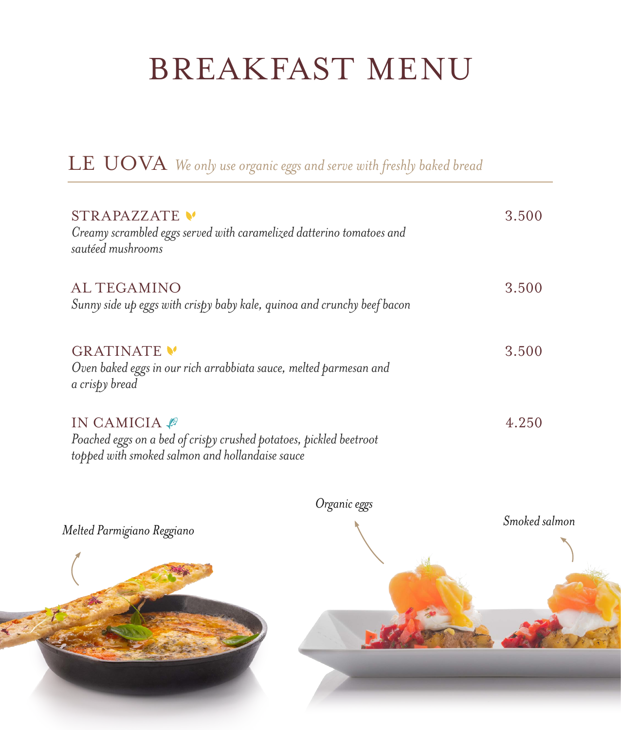# BREAKFAST MENU

## LE UOVA *We only use organic eggs and serve with freshly baked bread*

**STRAPAZZATE** — 3.500
*Creamy scrambled eggs served with caramelized datterino tomatoes and sautéed mushrooms*

**AL TEGAMINO** — 3.500
*Sunny side up eggs with crispy baby kale, quinoa and crunchy beef bacon*

**GRATINATE** — 3.500
*Oven baked eggs in our rich arrabbiata sauce, melted parmesan and a crispy bread*

**IN CAMICIA** — 4.250
*Poached eggs on a bed of crispy crushed potatoes, pickled beetroot topped with smoked salmon and hollandaise sauce*

*Melted Parmigiano Reggiano*

*Organic eggs*

*Smoked salmon*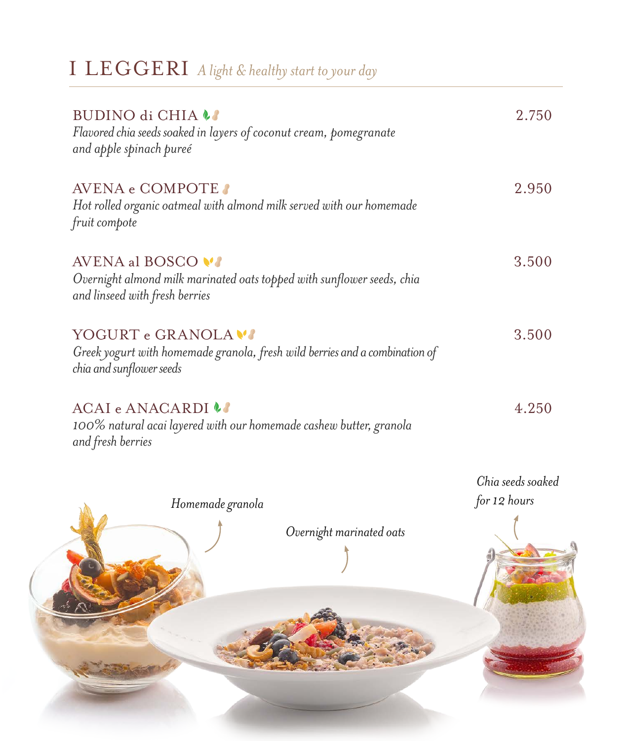# I LEGGERI *A light & healthy start to your day*

**BUDINO di CHIA** — 2.750
*Flavored chia seeds soaked in layers of coconut cream, pomegranate and apple spinach pureé*

**AVENA e COMPOTE** — 2.950
*Hot rolled organic oatmeal with almond milk served with our homemade fruit compote*

**AVENA al BOSCO** — 3.500
*Overnight almond milk marinated oats topped with sunflower seeds, chia and linseed with fresh berries*

**YOGURT e GRANOLA** — 3.500
*Greek yogurt with homemade granola, fresh wild berries and a combination of chia and sunflower seeds*

**ACAI e ANACARDI** — 4.250
*100% natural acai layered with our homemade cashew butter, granola and fresh berries*

*Homemade granola*

*Overnight marinated oats*

*Chia seeds soaked for 12 hours*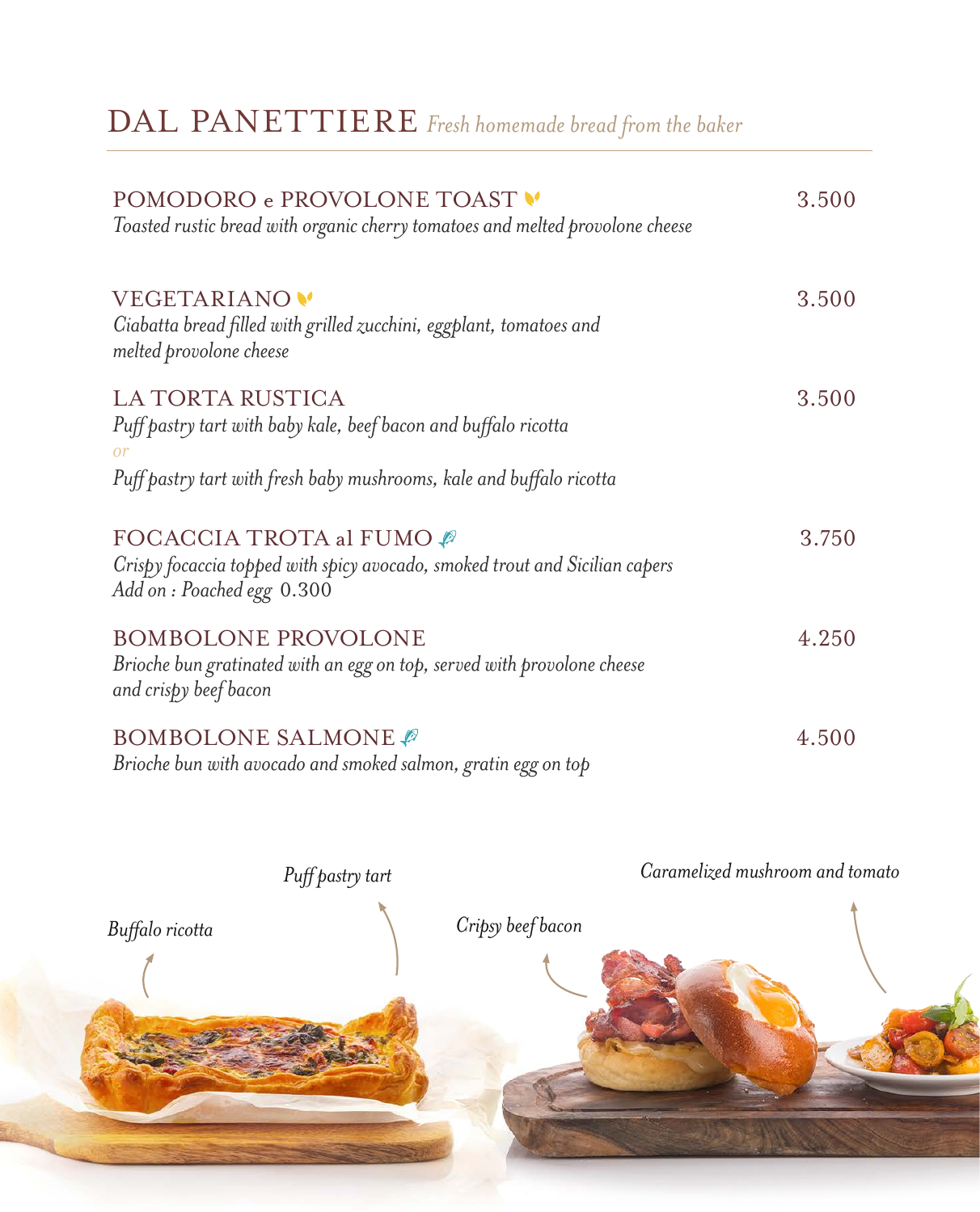# DAL PANETTIERE *Fresh homemade bread from the baker*

**POMODORO e PROVOLONE TOAST** — 3.500
*Toasted rustic bread with organic cherry tomatoes and melted provolone cheese*

**VEGETARIANO** — 3.500
*Ciabatta bread filled with grilled zucchini, eggplant, tomatoes and melted provolone cheese*

**LA TORTA RUSTICA** — 3.500
*Puff pastry tart with baby kale, beef bacon and buffalo ricotta*
*or*
*Puff pastry tart with fresh baby mushrooms, kale and buffalo ricotta*

**FOCACCIA TROTA al FUMO** — 3.750
*Crispy focaccia topped with spicy avocado, smoked trout and Sicilian capers*
*Add on : Poached egg* 0.300

**BOMBOLONE PROVOLONE** — 4.250
*Brioche bun gratinated with an egg on top, served with provolone cheese and crispy beef bacon*

**BOMBOLONE SALMONE** — 4.500
*Brioche bun with avocado and smoked salmon, gratin egg on top*

*Puff pastry tart*

*Caramelized mushroom and tomato*

*Buffalo ricotta*

*Cripsy beef bacon*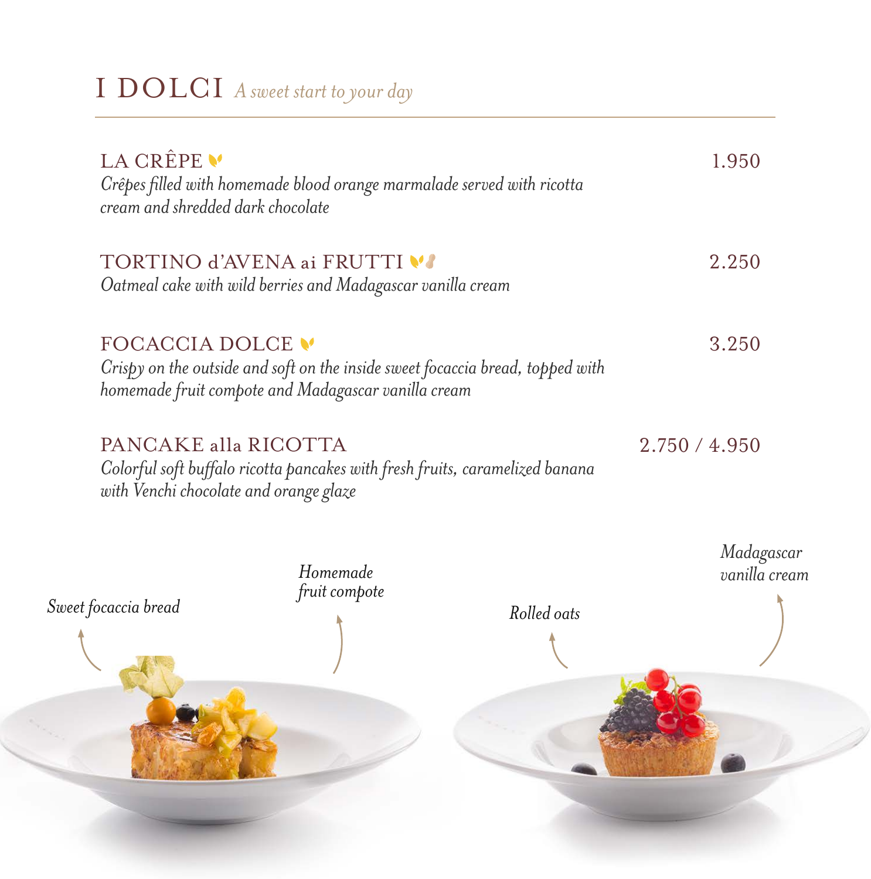# I DOLCI *A sweet start to your day*

**LA CRÊPE** — 1.950

*Crêpes filled with homemade blood orange marmalade served with ricotta cream and shredded dark chocolate*

**TORTINO d'AVENA ai FRUTTI** — 2.250

*Oatmeal cake with wild berries and Madagascar vanilla cream*

**FOCACCIA DOLCE** — 3.250

*Crispy on the outside and soft on the inside sweet focaccia bread, topped with homemade fruit compote and Madagascar vanilla cream*

**PANCAKE alla RICOTTA** — 2.750 / 4.950

*Colorful soft buffalo ricotta pancakes with fresh fruits, caramelized banana with Venchi chocolate and orange glaze*

*Sweet focaccia bread*

*Homemade fruit compote*

*Rolled oats*

*Madagascar vanilla cream*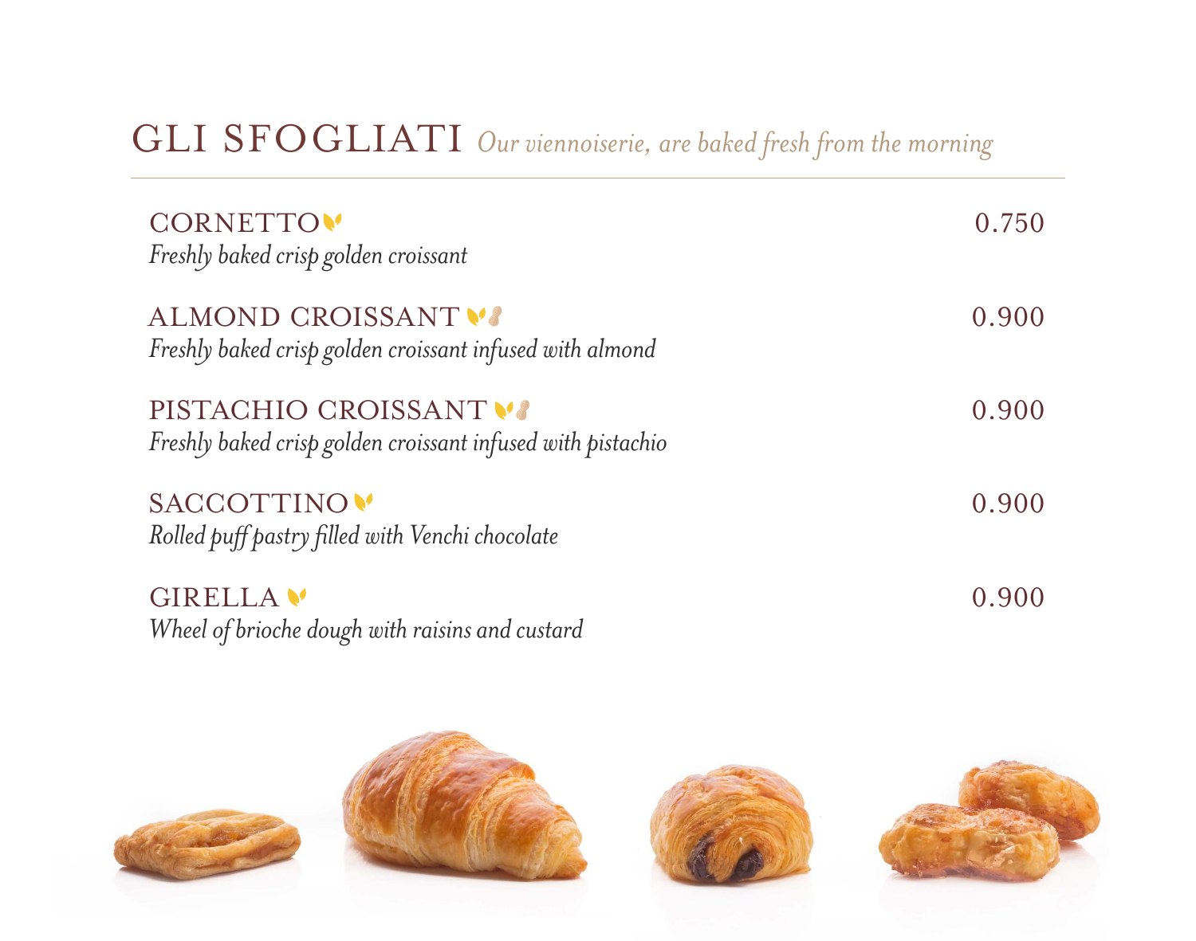# GLI SFOGLIATI *Our viennoiserie, are baked fresh from the morning*

| | |
|---|---|
| CORNETTO<br>*Freshly baked crisp golden croissant* | 0.750 |
| ALMOND CROISSANT<br>*Freshly baked crisp golden croissant infused with almond* | 0.900 |
| PISTACHIO CROISSANT<br>*Freshly baked crisp golden croissant infused with pistachio* | 0.900 |
| SACCOTTINO<br>*Rolled puff pastry filled with Venchi chocolate* | 0.900 |
| GIRELLA<br>*Wheel of brioche dough with raisins and custard* | 0.900 |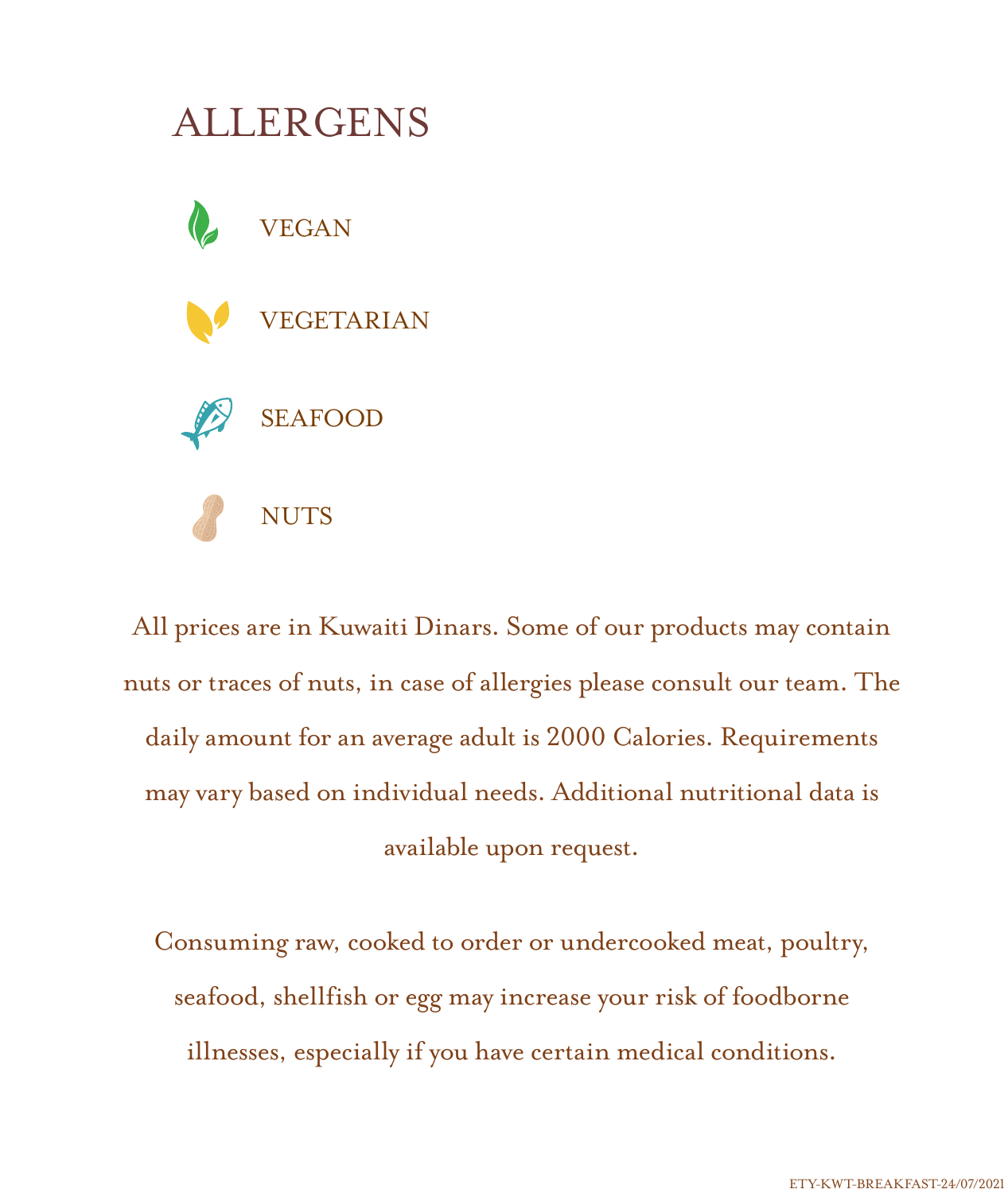# ALLERGENS

- VEGAN
- VEGETARIAN
- SEAFOOD
- NUTS

All prices are in Kuwaiti Dinars. Some of our products may contain nuts or traces of nuts, in case of allergies please consult our team. The daily amount for an average adult is 2000 Calories. Requirements may vary based on individual needs. Additional nutritional data is available upon request.

Consuming raw, cooked to order or undercooked meat, poultry, seafood, shellfish or egg may increase your risk of foodborne illnesses, especially if you have certain medical conditions.

ETY-KWT-BREAKFAST-24/07/2021